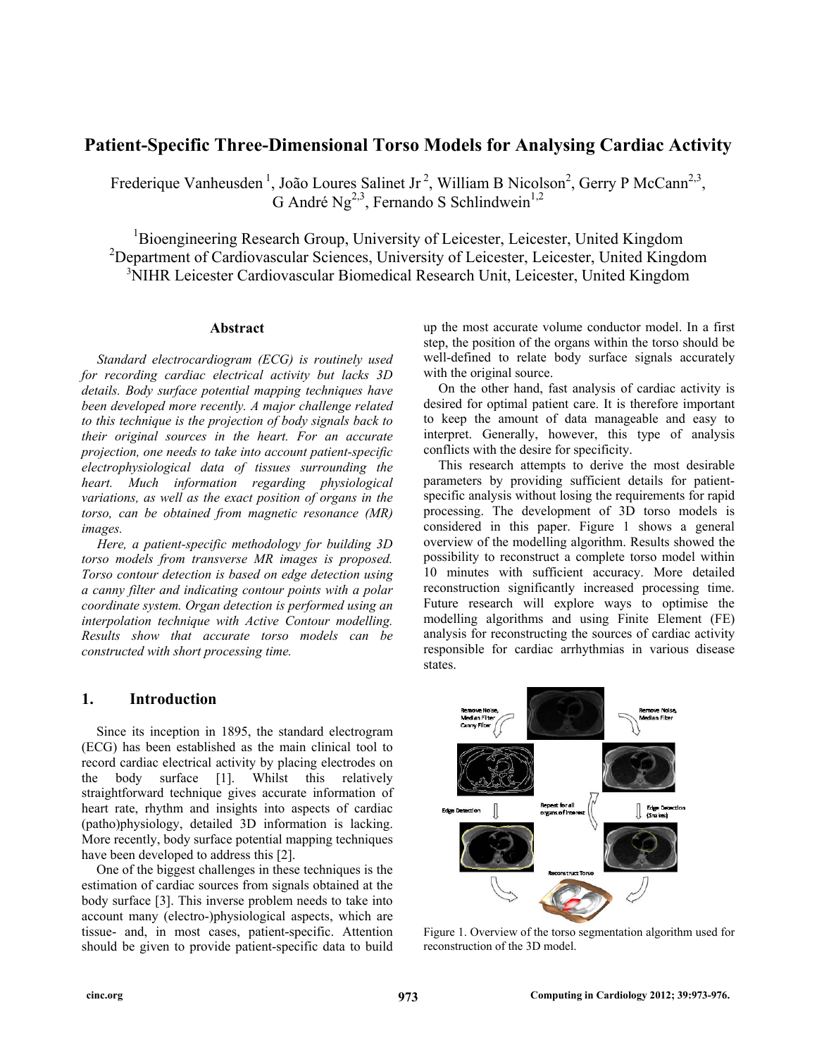# Patient-Specific Three-Dimensional Torso Models for Analysing Cardiac Activity

Frederique Vanheusden [1], João Loures Salinet Jr [2], William B Nicolson[2], Gerry P McCann[2,3], G André Ng[2,3], Fernando S Schlindwein[1,2]

[1]Bioengineering Research Group, University of Leicester, Leicester, United Kingdom
[2]Department of Cardiovascular Sciences, University of Leicester, Leicester, United Kingdom
[3]NIHR Leicester Cardiovascular Biomedical Research Unit, Leicester, United Kingdom

## Abstract

*Standard electrocardiogram (ECG) is routinely used for recording cardiac electrical activity but lacks 3D details. Body surface potential mapping techniques have been developed more recently. A major challenge related to this technique is the projection of body signals back to their original sources in the heart. For an accurate projection, one needs to take into account patient-specific electrophysiological data of tissues surrounding the heart. Much information regarding physiological variations, as well as the exact position of organs in the torso, can be obtained from magnetic resonance (MR) images.*

*Here, a patient-specific methodology for building 3D torso models from transverse MR images is proposed. Torso contour detection is based on edge detection using a canny filter and indicating contour points with a polar coordinate system. Organ detection is performed using an interpolation technique with Active Contour modelling. Results show that accurate torso models can be constructed with short processing time.*

## 1. Introduction

Since its inception in 1895, the standard electrogram (ECG) has been established as the main clinical tool to record cardiac electrical activity by placing electrodes on the body surface [1]. Whilst this relatively straightforward technique gives accurate information of heart rate, rhythm and insights into aspects of cardiac (patho)physiology, detailed 3D information is lacking. More recently, body surface potential mapping techniques have been developed to address this [2].

One of the biggest challenges in these techniques is the estimation of cardiac sources from signals obtained at the body surface [3]. This inverse problem needs to take into account many (electro-)physiological aspects, which are tissue- and, in most cases, patient-specific. Attention should be given to provide patient-specific data to build up the most accurate volume conductor model. In a first step, the position of the organs within the torso should be well-defined to relate body surface signals accurately with the original source.

On the other hand, fast analysis of cardiac activity is desired for optimal patient care. It is therefore important to keep the amount of data manageable and easy to interpret. Generally, however, this type of analysis conflicts with the desire for specificity.

This research attempts to derive the most desirable parameters by providing sufficient details for patient-specific analysis without losing the requirements for rapid processing. The development of 3D torso models is considered in this paper. Figure 1 shows a general overview of the modelling algorithm. Results showed the possibility to reconstruct a complete torso model within 10 minutes with sufficient accuracy. More detailed reconstruction significantly increased processing time. Future research will explore ways to optimise the modelling algorithms and using Finite Element (FE) analysis for reconstructing the sources of cardiac activity responsible for cardiac arrhythmias in various disease states.

Figure 1. Overview of the torso segmentation algorithm used for reconstruction of the 3D model.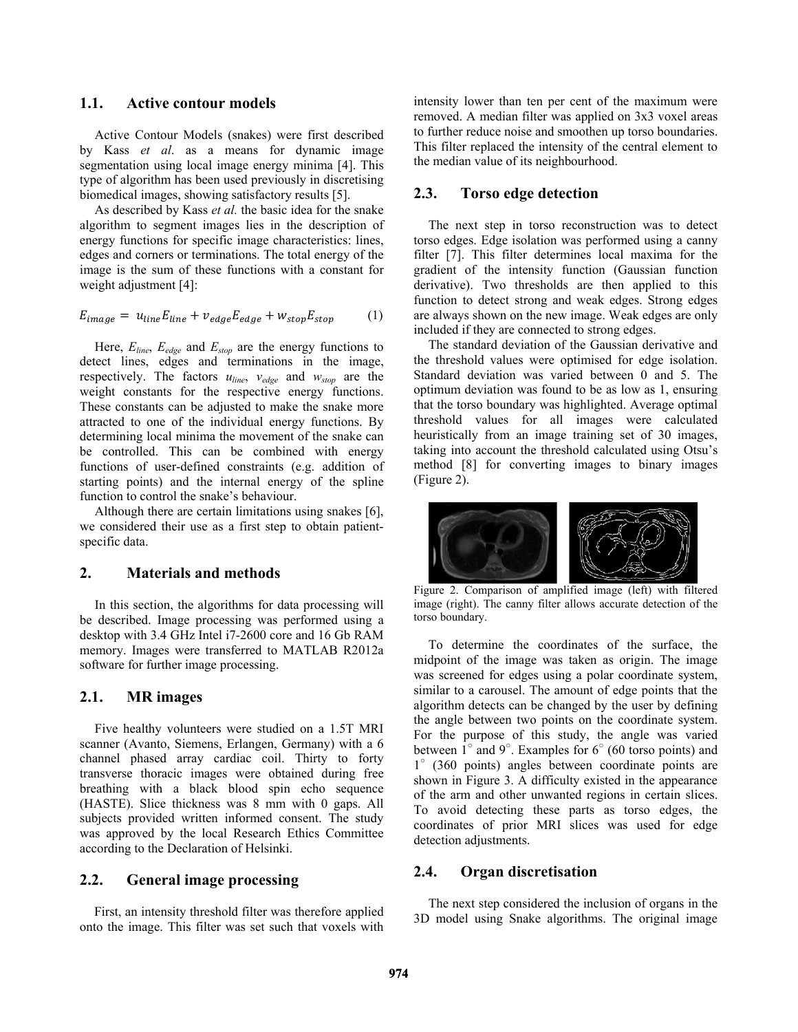## 1.1. Active contour models

Active Contour Models (snakes) were first described by Kass *et al*. as a means for dynamic image segmentation using local image energy minima [4]. This type of algorithm has been used previously in discretising biomedical images, showing satisfactory results [5].

As described by Kass *et al.* the basic idea for the snake algorithm to segment images lies in the description of energy functions for specific image characteristics: lines, edges and corners or terminations. The total energy of the image is the sum of these functions with a constant for weight adjustment [4]:

$$E_{image} = u_{line}E_{line} + v_{edge}E_{edge} + w_{stop}E_{stop} \qquad (1)$$

Here, $E_{line}$, $E_{edge}$ and $E_{stop}$ are the energy functions to detect lines, edges and terminations in the image, respectively. The factors $u_{line}$, $v_{edge}$ and $w_{stop}$ are the weight constants for the respective energy functions. These constants can be adjusted to make the snake more attracted to one of the individual energy functions. By determining local minima the movement of the snake can be controlled. This can be combined with energy functions of user-defined constraints (e.g. addition of starting points) and the internal energy of the spline function to control the snake's behaviour.

Although there are certain limitations using snakes [6], we considered their use as a first step to obtain patient-specific data.

# 2. Materials and methods

In this section, the algorithms for data processing will be described. Image processing was performed using a desktop with 3.4 GHz Intel i7-2600 core and 16 Gb RAM memory. Images were transferred to MATLAB R2012a software for further image processing.

## 2.1. MR images

Five healthy volunteers were studied on a 1.5T MRI scanner (Avanto, Siemens, Erlangen, Germany) with a 6 channel phased array cardiac coil. Thirty to forty transverse thoracic images were obtained during free breathing with a black blood spin echo sequence (HASTE). Slice thickness was 8 mm with 0 gaps. All subjects provided written informed consent. The study was approved by the local Research Ethics Committee according to the Declaration of Helsinki.

## 2.2. General image processing

First, an intensity threshold filter was therefore applied onto the image. This filter was set such that voxels with intensity lower than ten per cent of the maximum were removed. A median filter was applied on 3x3 voxel areas to further reduce noise and smoothen up torso boundaries. This filter replaced the intensity of the central element to the median value of its neighbourhood.

## 2.3. Torso edge detection

The next step in torso reconstruction was to detect torso edges. Edge isolation was performed using a canny filter [7]. This filter determines local maxima for the gradient of the intensity function (Gaussian function derivative). Two thresholds are then applied to this function to detect strong and weak edges. Strong edges are always shown on the new image. Weak edges are only included if they are connected to strong edges.

The standard deviation of the Gaussian derivative and the threshold values were optimised for edge isolation. Standard deviation was varied between 0 and 5. The optimum deviation was found to be as low as 1, ensuring that the torso boundary was highlighted. Average optimal threshold values for all images were calculated heuristically from an image training set of 30 images, taking into account the threshold calculated using Otsu's method [8] for converting images to binary images (Figure 2).

Figure 2. Comparison of amplified image (left) with filtered image (right). The canny filter allows accurate detection of the torso boundary.

To determine the coordinates of the surface, the midpoint of the image was taken as origin. The image was screened for edges using a polar coordinate system, similar to a carousel. The amount of edge points that the algorithm detects can be changed by the user by defining the angle between two points on the coordinate system. For the purpose of this study, the angle was varied between 1° and 9°. Examples for 6° (60 torso points) and 1° (360 points) angles between coordinate points are shown in Figure 3. A difficulty existed in the appearance of the arm and other unwanted regions in certain slices. To avoid detecting these parts as torso edges, the coordinates of prior MRI slices was used for edge detection adjustments.

## 2.4. Organ discretisation

The next step considered the inclusion of organs in the 3D model using Snake algorithms. The original image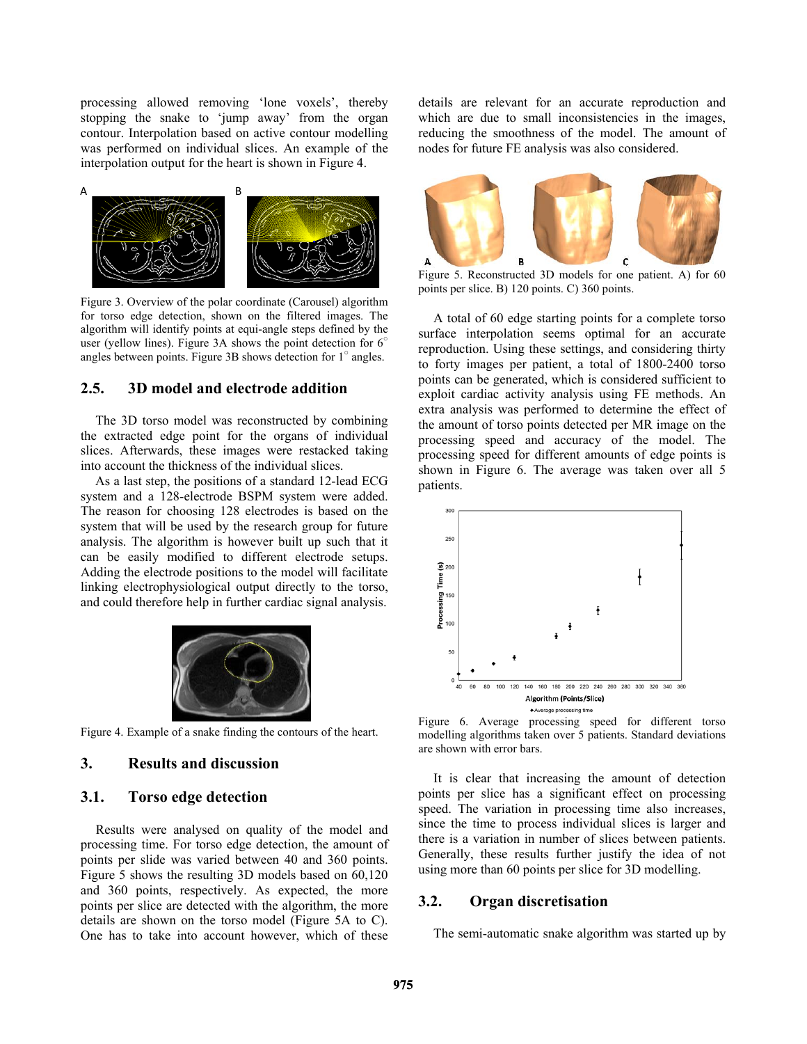processing allowed removing 'lone voxels', thereby stopping the snake to 'jump away' from the organ contour. Interpolation based on active contour modelling was performed on individual slices. An example of the interpolation output for the heart is shown in Figure 4.

Figure 3. Overview of the polar coordinate (Carousel) algorithm for torso edge detection, shown on the filtered images. The algorithm will identify points at equi-angle steps defined by the user (yellow lines). Figure 3A shows the point detection for 6° angles between points. Figure 3B shows detection for 1° angles.

## 2.5. 3D model and electrode addition

The 3D torso model was reconstructed by combining the extracted edge point for the organs of individual slices. Afterwards, these images were restacked taking into account the thickness of the individual slices.

As a last step, the positions of a standard 12-lead ECG system and a 128-electrode BSPM system were added. The reason for choosing 128 electrodes is based on the system that will be used by the research group for future analysis. The algorithm is however built up such that it can be easily modified to different electrode setups. Adding the electrode positions to the model will facilitate linking electrophysiological output directly to the torso, and could therefore help in further cardiac signal analysis.

Figure 4. Example of a snake finding the contours of the heart.

# 3. Results and discussion

## 3.1. Torso edge detection

Results were analysed on quality of the model and processing time. For torso edge detection, the amount of points per slide was varied between 40 and 360 points. Figure 5 shows the resulting 3D models based on 60,120 and 360 points, respectively. As expected, the more points per slice are detected with the algorithm, the more details are shown on the torso model (Figure 5A to C). One has to take into account however, which of these details are relevant for an accurate reproduction and which are due to small inconsistencies in the images, reducing the smoothness of the model. The amount of nodes for future FE analysis was also considered.

Figure 5. Reconstructed 3D models for one patient. A) for 60 points per slice. B) 120 points. C) 360 points.

A total of 60 edge starting points for a complete torso surface interpolation seems optimal for an accurate reproduction. Using these settings, and considering thirty to forty images per patient, a total of 1800-2400 torso points can be generated, which is considered sufficient to exploit cardiac activity analysis using FE methods. An extra analysis was performed to determine the effect of the amount of torso points detected per MR image on the processing speed and accuracy of the model. The processing speed for different amounts of edge points is shown in Figure 6. The average was taken over all 5 patients.

Figure 6. Average processing speed for different torso modelling algorithms taken over 5 patients. Standard deviations are shown with error bars.

It is clear that increasing the amount of detection points per slice has a significant effect on processing speed. The variation in processing time also increases, since the time to process individual slices is larger and there is a variation in number of slices between patients. Generally, these results further justify the idea of not using more than 60 points per slice for 3D modelling.

## 3.2. Organ discretisation

The semi-automatic snake algorithm was started up by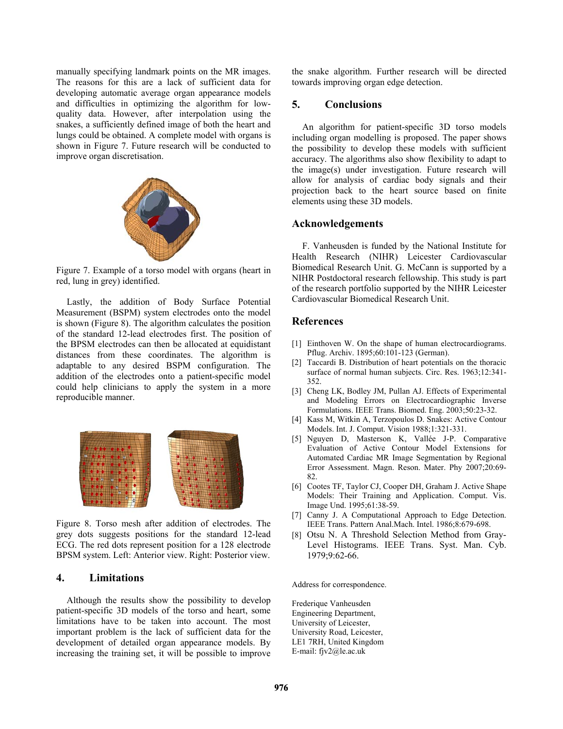manually specifying landmark points on the MR images. The reasons for this are a lack of sufficient data for developing automatic average organ appearance models and difficulties in optimizing the algorithm for low-quality data. However, after interpolation using the snakes, a sufficiently defined image of both the heart and lungs could be obtained. A complete model with organs is shown in Figure 7. Future research will be conducted to improve organ discretisation.

Figure 7. Example of a torso model with organs (heart in red, lung in grey) identified.

Lastly, the addition of Body Surface Potential Measurement (BSPM) system electrodes onto the model is shown (Figure 8). The algorithm calculates the position of the standard 12-lead electrodes first. The position of the BPSM electrodes can then be allocated at equidistant distances from these coordinates. The algorithm is adaptable to any desired BSPM configuration. The addition of the electrodes onto a patient-specific model could help clinicians to apply the system in a more reproducible manner.

Figure 8. Torso mesh after addition of electrodes. The grey dots suggests positions for the standard 12-lead ECG. The red dots represent position for a 128 electrode BPSM system. Left: Anterior view. Right: Posterior view.

## 4. Limitations

Although the results show the possibility to develop patient-specific 3D models of the torso and heart, some limitations have to be taken into account. The most important problem is the lack of sufficient data for the development of detailed organ appearance models. By increasing the training set, it will be possible to improve the snake algorithm. Further research will be directed towards improving organ edge detection.

## 5. Conclusions

An algorithm for patient-specific 3D torso models including organ modelling is proposed. The paper shows the possibility to develop these models with sufficient accuracy. The algorithms also show flexibility to adapt to the image(s) under investigation. Future research will allow for analysis of cardiac body signals and their projection back to the heart source based on finite elements using these 3D models.

## Acknowledgements

F. Vanheusden is funded by the National Institute for Health Research (NIHR) Leicester Cardiovascular Biomedical Research Unit. G. McCann is supported by a NIHR Postdoctoral research fellowship. This study is part of the research portfolio supported by the NIHR Leicester Cardiovascular Biomedical Research Unit.

## References

[1] Einthoven W. On the shape of human electrocardiograms. Pflug. Archiv. 1895;60:101-123 (German).

[2] Taccardi B. Distribution of heart potentials on the thoracic surface of normal human subjects. Circ. Res. 1963;12:341-352.

[3] Cheng LK, Bodley JM, Pullan AJ. Effects of Experimental and Modeling Errors on Electrocardiographic Inverse Formulations. IEEE Trans. Biomed. Eng. 2003;50:23-32.

[4] Kass M, Witkin A, Terzopoulos D. Snakes: Active Contour Models. Int. J. Comput. Vision 1988;1:321-331.

[5] Nguyen D, Masterson K, Vallée J-P. Comparative Evaluation of Active Contour Model Extensions for Automated Cardiac MR Image Segmentation by Regional Error Assessment. Magn. Reson. Mater. Phy 2007;20:69-82.

[6] Cootes TF, Taylor CJ, Cooper DH, Graham J. Active Shape Models: Their Training and Application. Comput. Vis. Image Und. 1995;61:38-59.

[7] Canny J. A Computational Approach to Edge Detection. IEEE Trans. Pattern Anal.Mach. Intel. 1986;8:679-698.

[8] Otsu N. A Threshold Selection Method from Gray-Level Histograms. IEEE Trans. Syst. Man. Cyb. 1979;9:62-66.

Address for correspondence.

Frederique Vanheusden
Engineering Department,
University of Leicester,
University Road, Leicester,
LE1 7RH, United Kingdom
E-mail: fjv2@le.ac.uk